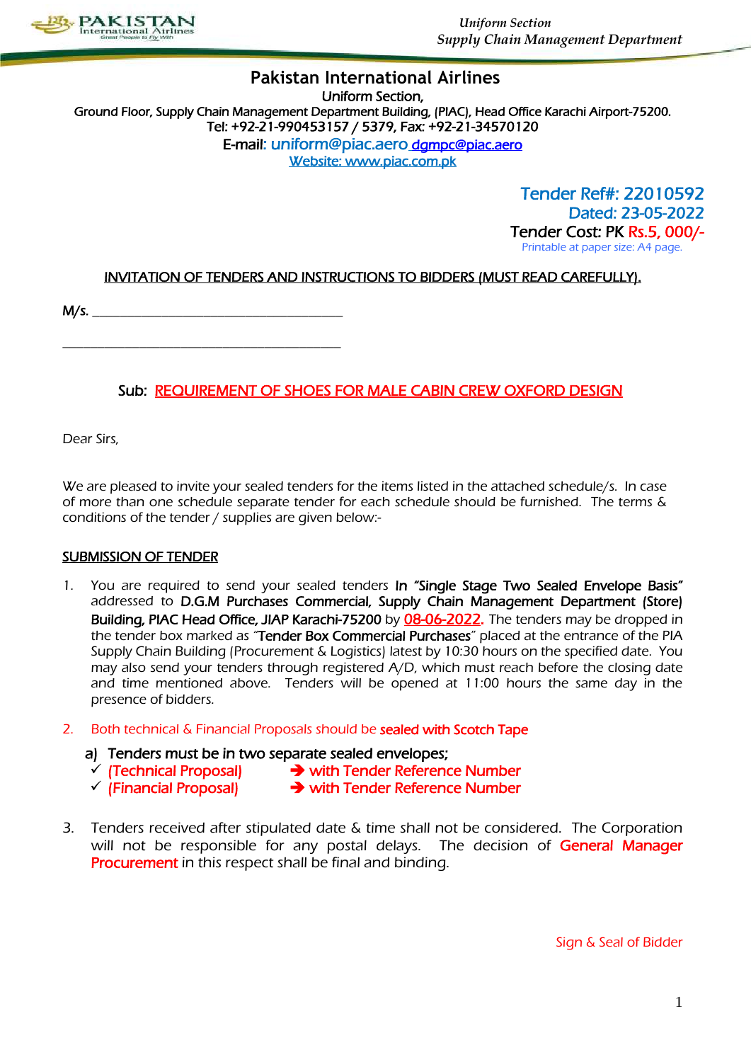# Pakistan International Airlines

**Uniform Section,**
**Ground Floor, Supply Chain Management Department Building, (PIAC), Head Office Karachi Airport-75200.**
**Tel: +92-21-990453157 / 5379, Fax: +92-21-34570120**
**E-mail: uniform@piac.aero dgmpc@piac.aero**
**Website: www.piac.com.pk**

**Tender Ref#: 22010592**
**Dated: 23-05-2022**
**Tender Cost: PK Rs.5, 000/-**
Printable at paper size: A4 page.

**INVITATION OF TENDERS AND INSTRUCTIONS TO BIDDERS (MUST READ CAREFULLY).**

M/s. ________________________________________

________________________________________

**Sub: REQUIREMENT OF SHOES FOR MALE CABIN CREW OXFORD DESIGN**

Dear Sirs,

We are pleased to invite your sealed tenders for the items listed in the attached schedule/s. In case of more than one schedule separate tender for each schedule should be furnished. The terms & conditions of the tender / supplies are given below:-

## SUBMISSION OF TENDER

1. You are required to send your sealed tenders **In "Single Stage Two Sealed Envelope Basis"** addressed to **D.G.M Purchases Commercial, Supply Chain Management Department (Store) Building, PIAC Head Office, JIAP Karachi-75200** by **08-06-2022.** The tenders may be dropped in the tender box marked as "**Tender Box Commercial Purchases**" placed at the entrance of the PIA Supply Chain Building (Procurement & Logistics) latest by 10:30 hours on the specified date. You may also send your tenders through registered A/D, which must reach before the closing date and time mentioned above. Tenders will be opened at 11:00 hours the same day in the presence of bidders.

2. Both technical & Financial Proposals should be **sealed with Scotch Tape**

   a) **Tenders must be in two separate sealed envelopes;**
   - ✓ **(Technical Proposal)** ➔ **with Tender Reference Number**
   - ✓ **(Financial Proposal)** ➔ **with Tender Reference Number**

3. Tenders received after stipulated date & time shall not be considered. The Corporation will not be responsible for any postal delays. The decision of **General Manager Procurement** in this respect shall be final and binding.

Sign & Seal of Bidder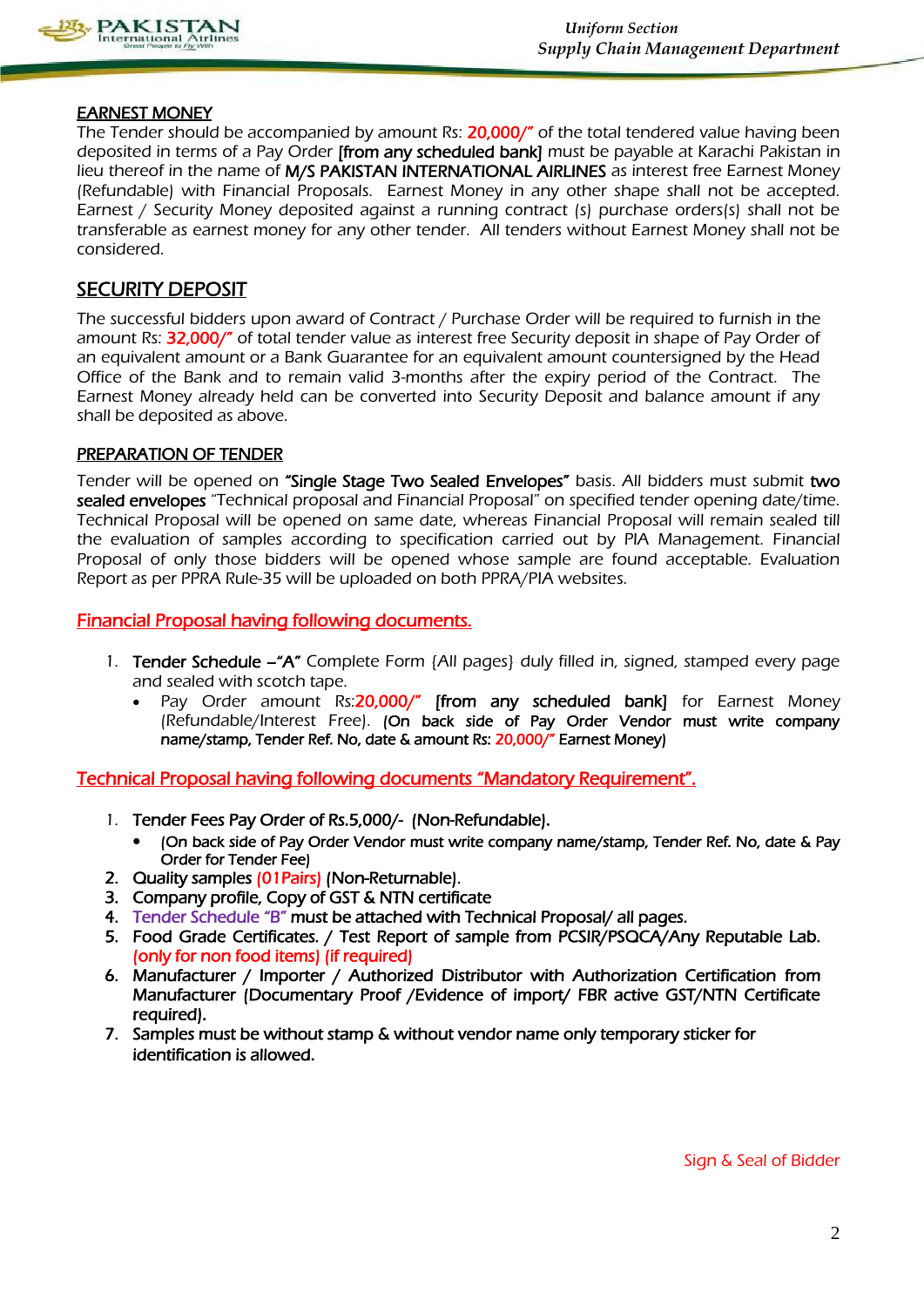## EARNEST MONEY

The Tender should be accompanied by amount Rs: 20,000/" of the total tendered value having been deposited in terms of a Pay Order **[from any scheduled bank]** must be payable at Karachi Pakistan in lieu thereof in the name of **M/S PAKISTAN INTERNATIONAL AIRLINES** as interest free Earnest Money (Refundable) with Financial Proposals. Earnest Money in any other shape shall not be accepted. Earnest / Security Money deposited against a running contract (s) purchase orders(s) shall not be transferable as earnest money for any other tender. All tenders without Earnest Money shall not be considered.

## SECURITY DEPOSIT

The successful bidders upon award of Contract / Purchase Order will be required to furnish in the amount Rs: 32,000/" of total tender value as interest free Security deposit in shape of Pay Order of an equivalent amount or a Bank Guarantee for an equivalent amount countersigned by the Head Office of the Bank and to remain valid 3-months after the expiry period of the Contract. The Earnest Money already held can be converted into Security Deposit and balance amount if any shall be deposited as above.

## PREPARATION OF TENDER

Tender will be opened on **"Single Stage Two Sealed Envelopes"** basis. All bidders must submit **two sealed envelopes** "Technical proposal and Financial Proposal" on specified tender opening date/time. Technical Proposal will be opened on same date, whereas Financial Proposal will remain sealed till the evaluation of samples according to specification carried out by PIA Management. Financial Proposal of only those bidders will be opened whose sample are found acceptable. Evaluation Report as per PPRA Rule-35 will be uploaded on both PPRA/PIA websites.

### Financial Proposal having following documents.

1. **Tender Schedule –"A"** Complete Form {All pages} duly filled in, signed, stamped every page and sealed with scotch tape.
   - Pay Order amount Rs:20,000/" **[from any scheduled bank]** for Earnest Money (Refundable/Interest Free). **(On back side of Pay Order Vendor must write company name/stamp, Tender Ref. No, date & amount Rs: 20,000/" Earnest Money)**

### Technical Proposal having following documents "Mandatory Requirement".

1. **Tender Fees Pay Order of Rs.5,000/- (Non-Refundable).**
   - **(On back side of Pay Order Vendor must write company name/stamp, Tender Ref. No, date & Pay Order for Tender Fee)**
2. **Quality samples (01Pairs) (Non-Returnable).**
3. **Company profile, Copy of GST & NTN certificate**
4. **Tender Schedule "B" must be attached with Technical Proposal/ all pages.**
5. **Food Grade Certificates. / Test Report of sample from PCSIR/PSQCA/Any Reputable Lab. (only for non food items) (if required)**
6. **Manufacturer / Importer / Authorized Distributor with Authorization Certification from Manufacturer (Documentary Proof /Evidence of import/ FBR active GST/NTN Certificate required).**
7. **Samples must be without stamp & without vendor name only temporary sticker for identification is allowed.**

Sign & Seal of Bidder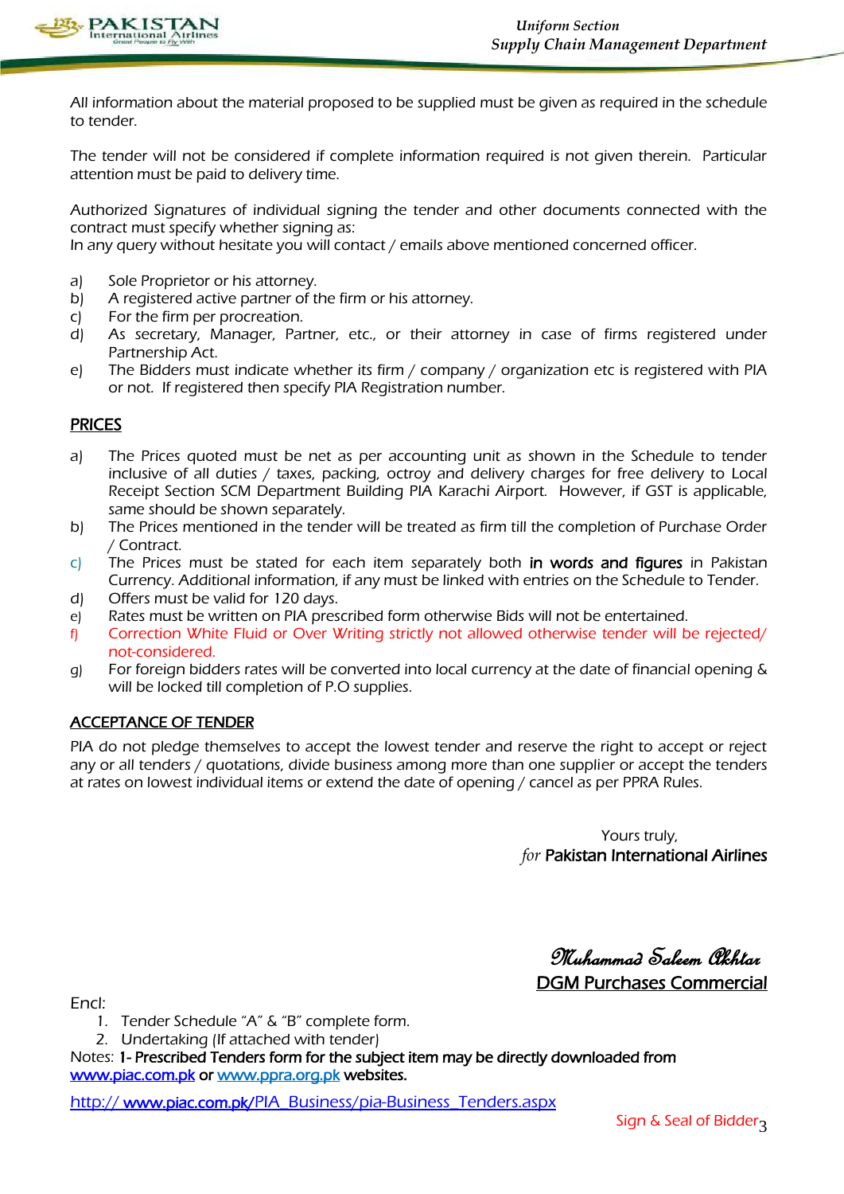All information about the material proposed to be supplied must be given as required in the schedule to tender.

The tender will not be considered if complete information required is not given therein. Particular attention must be paid to delivery time.

Authorized Signatures of individual signing the tender and other documents connected with the contract must specify whether signing as:
In any query without hesitate you will contact / emails above mentioned concerned officer.

a) Sole Proprietor or his attorney.
b) A registered active partner of the firm or his attorney.
c) For the firm per procreation.
d) As secretary, Manager, Partner, etc., or their attorney in case of firms registered under Partnership Act.
e) The Bidders must indicate whether its firm / company / organization etc is registered with PIA or not. If registered then specify PIA Registration number.

## PRICES

a) The Prices quoted must be net as per accounting unit as shown in the Schedule to tender inclusive of all duties / taxes, packing, octroy and delivery charges for free delivery to Local Receipt Section SCM Department Building PIA Karachi Airport. However, if GST is applicable, same should be shown separately.
b) The Prices mentioned in the tender will be treated as firm till the completion of Purchase Order / Contract.
c) The Prices must be stated for each item separately both **in words and figures** in Pakistan Currency. Additional information, if any must be linked with entries on the Schedule to Tender.
d) Offers must be valid for 120 days.
e) Rates must be written on PIA prescribed form otherwise Bids will not be entertained.
f) Correction White Fluid or Over Writing strictly not allowed otherwise tender will be rejected/ not-considered.
g) For foreign bidders rates will be converted into local currency at the date of financial opening & will be locked till completion of P.O supplies.

## ACCEPTANCE OF TENDER

PIA do not pledge themselves to accept the lowest tender and reserve the right to accept or reject any or all tenders / quotations, divide business among more than one supplier or accept the tenders at rates on lowest individual items or extend the date of opening / cancel as per PPRA Rules.

Yours truly,
*for* **Pakistan International Airlines**

*Muhammad Saleem Akhtar*
**DGM Purchases Commercial**

Encl:

1. Tender Schedule "A" & "B" complete form.
2. Undertaking (If attached with tender)

Notes: **1- Prescribed Tenders form for the subject item may be directly downloaded from www.piac.com.pk or www.ppra.org.pk websites.**

http:// www.piac.com.pk/PIA_Business/pia-Business_Tenders.aspx

Sign & Seal of Bidder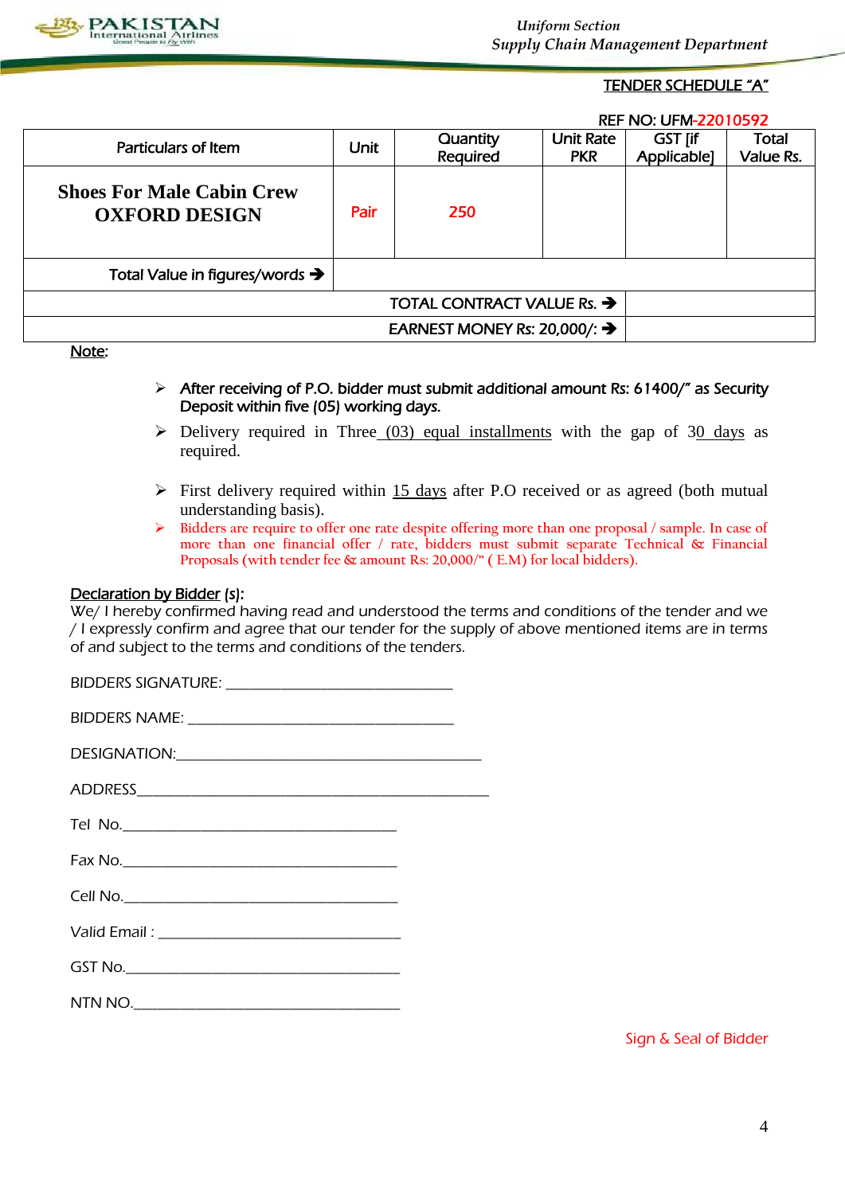Uniform Section
Supply Chain Management Department

## TENDER SCHEDULE "A"

REF NO: UFM-22010592

| Particulars of Item | Unit | Quantity Required | Unit Rate PKR | GST [if Applicable] | Total Value Rs. |
|---|---|---|---|---|---|
| **Shoes For Male Cabin Crew OXFORD DESIGN** | Pair | 250 | | | |
| Total Value in figures/words ➔ | | | | | |
| TOTAL CONTRACT VALUE Rs. ➔ | | | | | |
| EARNEST MONEY Rs: 20,000/: ➔ | | | | | |

Note:

- After receiving of P.O. bidder must submit additional amount Rs: 61400/" as Security Deposit within five (05) working days.
- Delivery required in Three (03) equal installments with the gap of 30 days as required.
- First delivery required within 15 days after P.O received or as agreed (both mutual understanding basis).
- Bidders are require to offer one rate despite offering more than one proposal / sample. In case of more than one financial offer / rate, bidders must submit separate Technical & Financial Proposals (with tender fee & amount Rs: 20,000/" ( E.M) for local bidders).

Declaration by Bidder (s):

We/ I hereby confirmed having read and understood the terms and conditions of the tender and we / I expressly confirm and agree that our tender for the supply of above mentioned items are in terms of and subject to the terms and conditions of the tenders.

BIDDERS SIGNATURE: ______________________________

BIDDERS NAME: ___________________________________

DESIGNATION:_______________________________________

ADDRESS_________________________________________________

Tel No.____________________________________

Fax No.____________________________________

Cell No.____________________________________

Valid Email : ______________________________

GST No.____________________________________

NTN NO.____________________________________

Sign & Seal of Bidder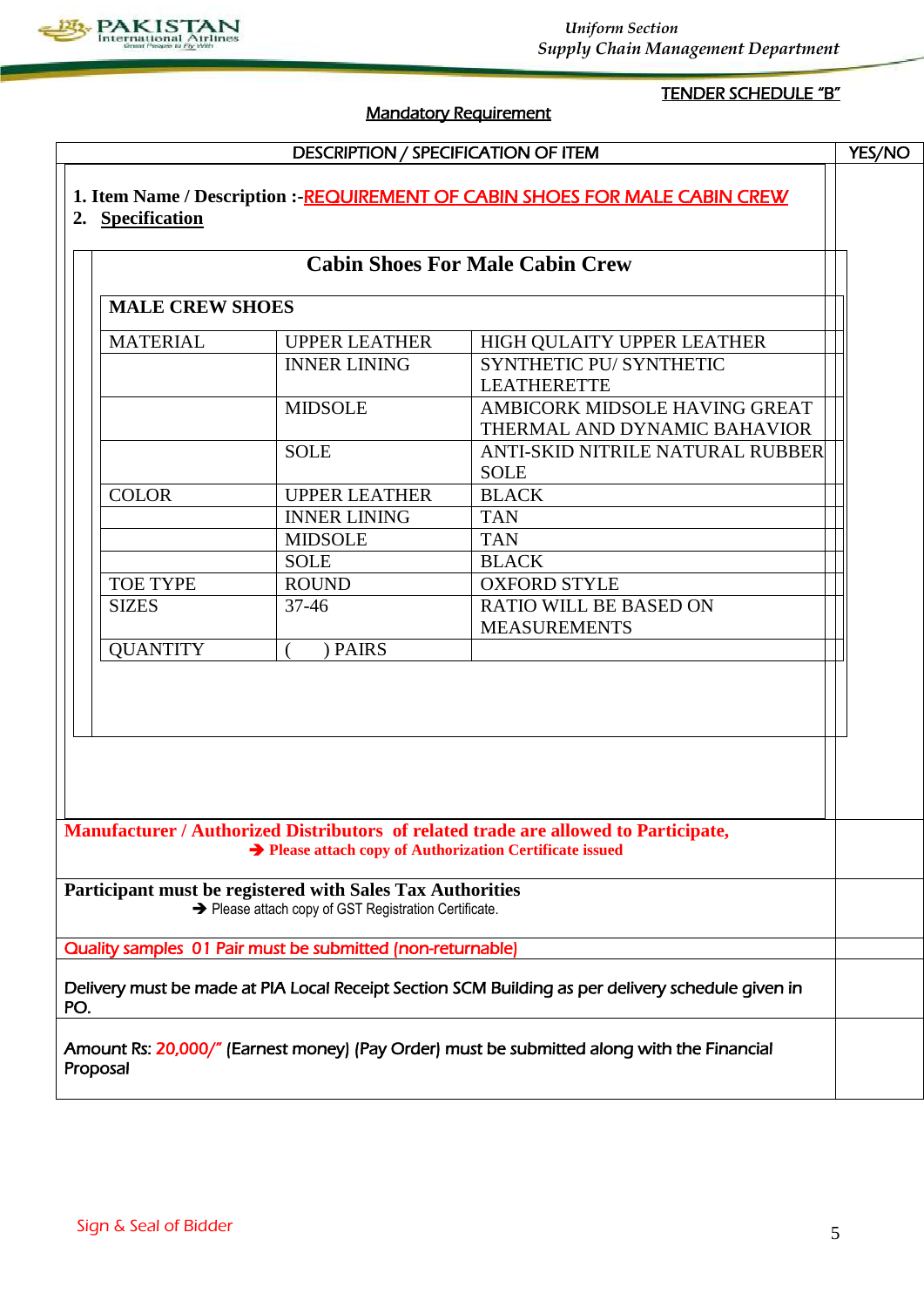TENDER SCHEDULE "B"

## Mandatory Requirement

| DESCRIPTION / SPECIFICATION OF ITEM | YES/NO |
|---|---|
| **1. Item Name / Description :-** REQUIREMENT OF CABIN SHOES FOR MALE CABIN CREW<br>**2. Specification** (see below) | |
| **Manufacturer / Authorized Distributors of related trade are allowed to Participate,**<br>➔ **Please attach copy of Authorization Certificate issued** | |
| **Participant must be registered with Sales Tax Authorities**<br>➔ Please attach copy of GST Registration Certificate. | |
| Quality samples 01 Pair must be submitted (non-returnable) | |
| Delivery must be made at PIA Local Receipt Section SCM Building as per delivery schedule given in PO. | |
| Amount Rs: 20,000/" (Earnest money) (Pay Order) must be submitted along with the Financial Proposal | |

### Cabin Shoes For Male Cabin Crew

| MALE CREW SHOES | | |
|---|---|---|
| MATERIAL | UPPER LEATHER | HIGH QULAITY UPPER LEATHER |
| | INNER LINING | SYNTHETIC PU/ SYNTHETIC LEATHERETTE |
| | MIDSOLE | AMBICORK MIDSOLE HAVING GREAT THERMAL AND DYNAMIC BAHAVIOR |
| | SOLE | ANTI-SKID NITRILE NATURAL RUBBER SOLE |
| COLOR | UPPER LEATHER | BLACK |
| | INNER LINING | TAN |
| | MIDSOLE | TAN |
| | SOLE | BLACK |
| TOE TYPE | ROUND | OXFORD STYLE |
| SIZES | 37-46 | RATIO WILL BE BASED ON MEASUREMENTS |
| QUANTITY | ( ) PAIRS | |

Sign & Seal of Bidder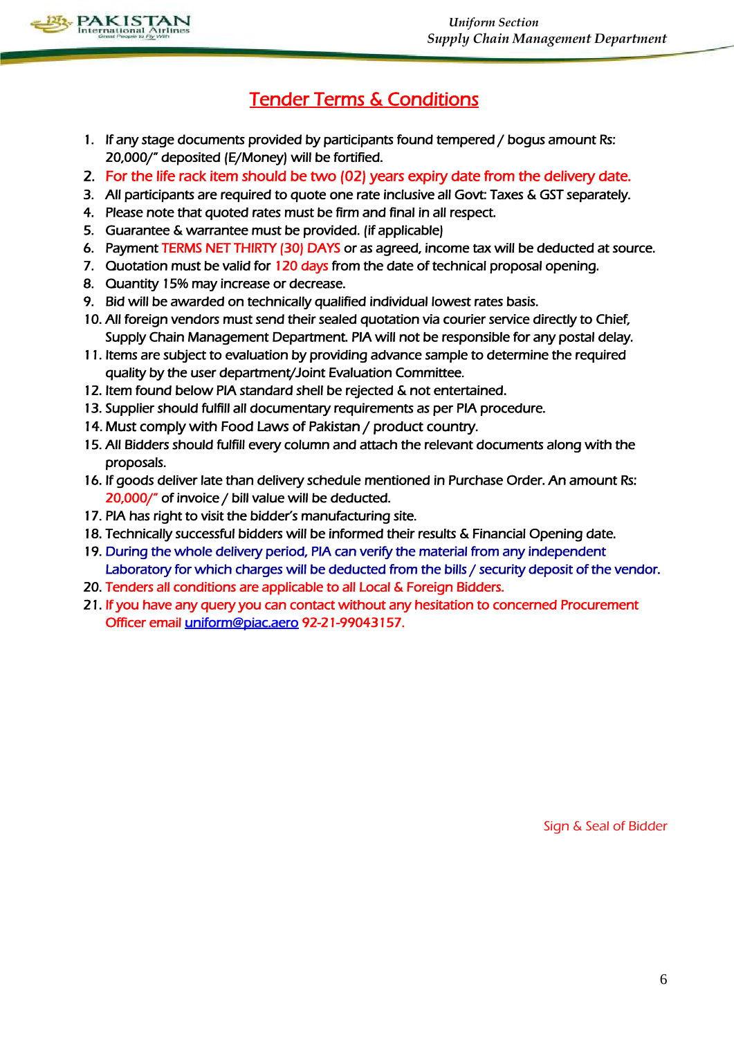# Tender Terms & Conditions

1. If any stage documents provided by participants found tempered / bogus amount Rs: 20,000/" deposited (E/Money) will be fortified.
2. For the life rack item should be two (02) years expiry date from the delivery date.
3. All participants are required to quote one rate inclusive all Govt: Taxes & GST separately.
4. Please note that quoted rates must be firm and final in all respect.
5. Guarantee & warrantee must be provided. (if applicable)
6. Payment TERMS NET THIRTY (30) DAYS or as agreed, income tax will be deducted at source.
7. Quotation must be valid for 120 days from the date of technical proposal opening.
8. Quantity 15% may increase or decrease.
9. Bid will be awarded on technically qualified individual lowest rates basis.
10. All foreign vendors must send their sealed quotation via courier service directly to Chief, Supply Chain Management Department. PIA will not be responsible for any postal delay.
11. Items are subject to evaluation by providing advance sample to determine the required quality by the user department/Joint Evaluation Committee.
12. Item found below PIA standard shell be rejected & not entertained.
13. Supplier should fulfill all documentary requirements as per PIA procedure.
14. Must comply with Food Laws of Pakistan / product country.
15. All Bidders should fulfill every column and attach the relevant documents along with the proposals.
16. If goods deliver late than delivery schedule mentioned in Purchase Order. An amount Rs: 20,000/" of invoice / bill value will be deducted.
17. PIA has right to visit the bidder's manufacturing site.
18. Technically successful bidders will be informed their results & Financial Opening date.
19. During the whole delivery period, PIA can verify the material from any independent Laboratory for which charges will be deducted from the bills / security deposit of the vendor.
20. Tenders all conditions are applicable to all Local & Foreign Bidders.
21. If you have any query you can contact without any hesitation to concerned Procurement Officer email uniform@piac.aero 92-21-99043157.

Sign & Seal of Bidder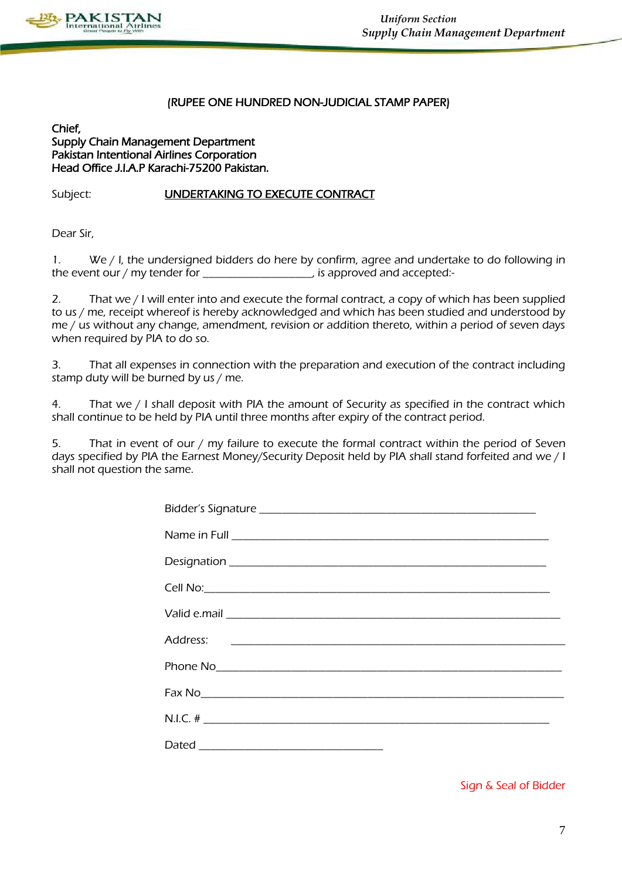(RUPEE ONE HUNDRED NON-JUDICIAL STAMP PAPER)

Chief,
Supply Chain Management Department
Pakistan Intentional Airlines Corporation
Head Office J.I.A.P Karachi-75200 Pakistan.

Subject: **UNDERTAKING TO EXECUTE CONTRACT**

Dear Sir,

1. We / I, the undersigned bidders do here by confirm, agree and undertake to do following in the event our / my tender for ____________________, is approved and accepted:-

2. That we / I will enter into and execute the formal contract, a copy of which has been supplied to us / me, receipt whereof is hereby acknowledged and which has been studied and understood by me / us without any change, amendment, revision or addition thereto, within a period of seven days when required by PIA to do so.

3. That all expenses in connection with the preparation and execution of the contract including stamp duty will be burned by us / me.

4. That we / I shall deposit with PIA the amount of Security as specified in the contract which shall continue to be held by PIA until three months after expiry of the contract period.

5. That in event of our / my failure to execute the formal contract within the period of Seven days specified by PIA the Earnest Money/Security Deposit held by PIA shall stand forfeited and we / I shall not question the same.

Bidder's Signature ________________________________________

Name in Full ____________________________________________

Designation _____________________________________________

Cell No:________________________________________________

Valid e.mail _____________________________________________

Address: _______________________________________________

Phone No_______________________________________________

Fax No_________________________________________________

N.I.C. # ________________________________________________

Dated ___________________________

Sign & Seal of Bidder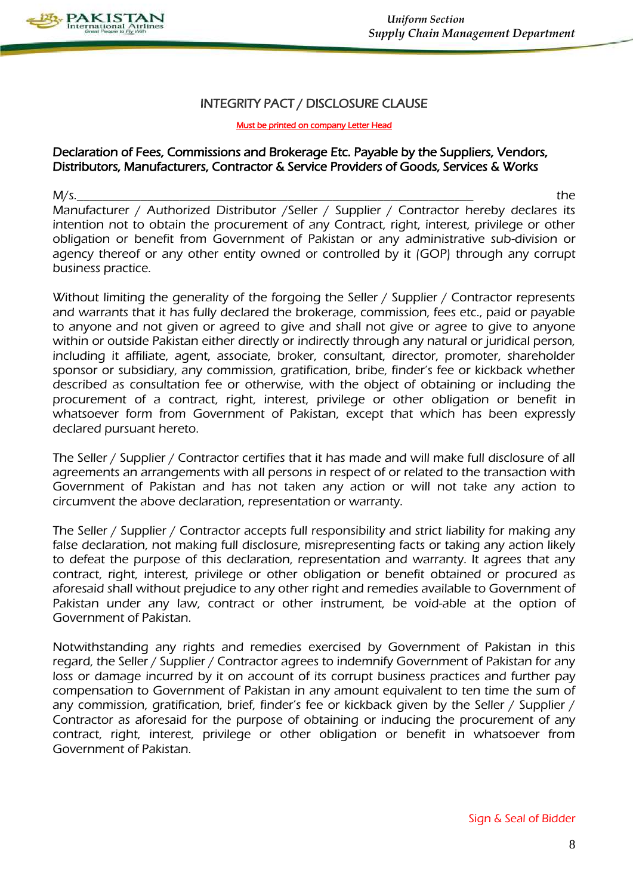# INTEGRITY PACT / DISCLOSURE CLAUSE

Must be printed on company Letter Head

**Declaration of Fees, Commissions and Brokerage Etc. Payable by the Suppliers, Vendors, Distributors, Manufacturers, Contractor & Service Providers of Goods, Services & Works**

M/s.____________________________________________________________ the Manufacturer / Authorized Distributor /Seller / Supplier / Contractor hereby declares its intention not to obtain the procurement of any Contract, right, interest, privilege or other obligation or benefit from Government of Pakistan or any administrative sub-division or agency thereof or any other entity owned or controlled by it (GOP) through any corrupt business practice.

Without limiting the generality of the forgoing the Seller / Supplier / Contractor represents and warrants that it has fully declared the brokerage, commission, fees etc., paid or payable to anyone and not given or agreed to give and shall not give or agree to give to anyone within or outside Pakistan either directly or indirectly through any natural or juridical person, including it affiliate, agent, associate, broker, consultant, director, promoter, shareholder sponsor or subsidiary, any commission, gratification, bribe, finder's fee or kickback whether described as consultation fee or otherwise, with the object of obtaining or including the procurement of a contract, right, interest, privilege or other obligation or benefit in whatsoever form from Government of Pakistan, except that which has been expressly declared pursuant hereto.

The Seller / Supplier / Contractor certifies that it has made and will make full disclosure of all agreements an arrangements with all persons in respect of or related to the transaction with Government of Pakistan and has not taken any action or will not take any action to circumvent the above declaration, representation or warranty.

The Seller / Supplier / Contractor accepts full responsibility and strict liability for making any false declaration, not making full disclosure, misrepresenting facts or taking any action likely to defeat the purpose of this declaration, representation and warranty. It agrees that any contract, right, interest, privilege or other obligation or benefit obtained or procured as aforesaid shall without prejudice to any other right and remedies available to Government of Pakistan under any law, contract or other instrument, be void-able at the option of Government of Pakistan.

Notwithstanding any rights and remedies exercised by Government of Pakistan in this regard, the Seller / Supplier / Contractor agrees to indemnify Government of Pakistan for any loss or damage incurred by it on account of its corrupt business practices and further pay compensation to Government of Pakistan in any amount equivalent to ten time the sum of any commission, gratification, brief, finder's fee or kickback given by the Seller / Supplier / Contractor as aforesaid for the purpose of obtaining or inducing the procurement of any contract, right, interest, privilege or other obligation or benefit in whatsoever from Government of Pakistan.

Sign & Seal of Bidder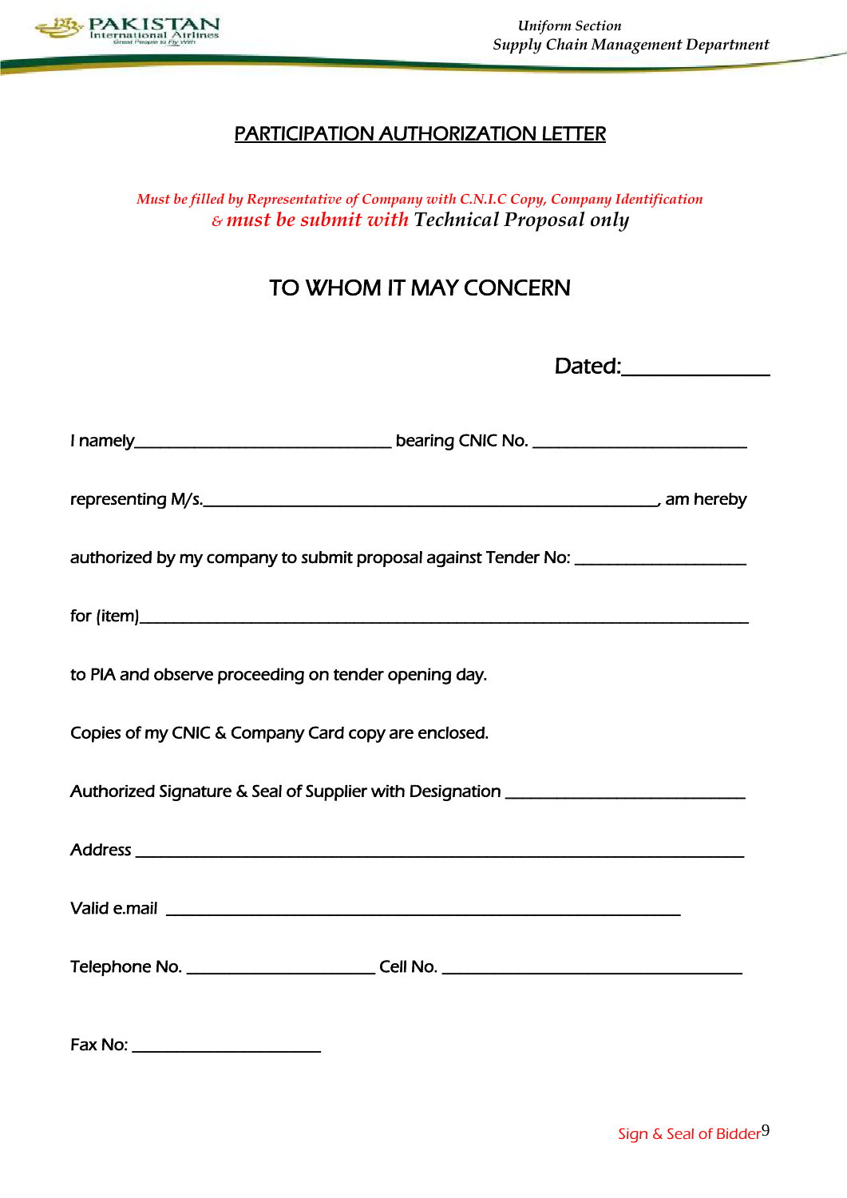# PARTICIPATION AUTHORIZATION LETTER

*Must be filled by Representative of Company with C.N.I.C Copy, Company Identification & must be submit with Technical Proposal only*

## TO WHOM IT MAY CONCERN

Dated:_______________

I namely_________________________________ bearing CNIC No. ___________________________

representing M/s.__________________________________________________________, am hereby

authorized by my company to submit proposal against Tender No: ____________________

for (item)________________________________________________________________________

to PIA and observe proceeding on tender opening day.

Copies of my CNIC & Company Card copy are enclosed.

Authorized Signature & Seal of Supplier with Designation ______________________________

Address ______________________________________________________________________

Valid e.mail __________________________________________________________

Telephone No. ________________________ Cell No. ______________________________________

Fax No: ________________________

Sign & Seal of Bidder